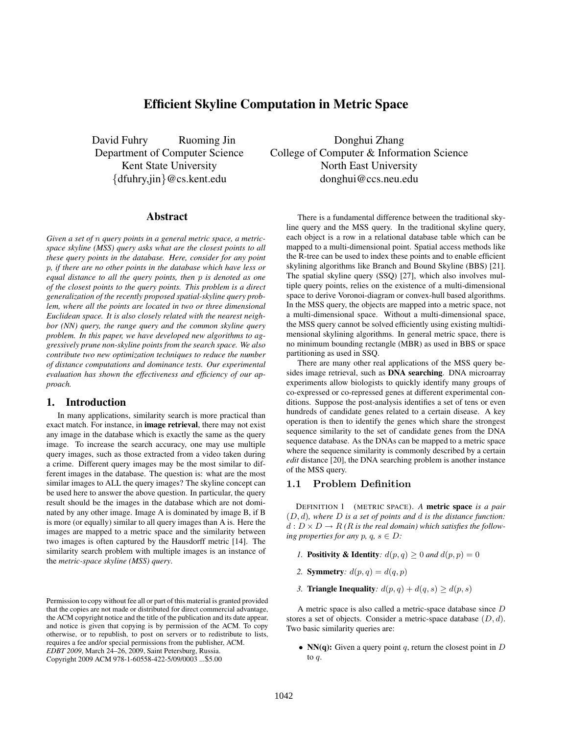# Efficient Skyline Computation in Metric Space

David Fuhry  Ruoming Jin
Department of Computer Science
Kent State University
{dfuhry,jin}@cs.kent.edu

Donghui Zhang
College of Computer & Information Science
North East University
donghui@ccs.neu.edu

## Abstract

*Given a set of $n$ query points in a general metric space, a metric-space skyline (MSS) query asks what are the closest points to all these query points in the database. Here, consider for any point $p$, if there are no other points in the database which have less or equal distance to all the query points, then $p$ is denoted as one of the closest points to the query points. This problem is a direct generalization of the recently proposed spatial-skyline query problem, where all the points are located in two or three dimensional Euclidean space. It is also closely related with the nearest neighbor (NN) query, the range query and the common skyline query problem. In this paper, we have developed new algorithms to aggressively prune non-skyline points from the search space. We also contribute two new optimization techniques to reduce the number of distance computations and dominance tests. Our experimental evaluation has shown the effectiveness and efficiency of our approach.*

## 1. Introduction

In many applications, similarity search is more practical than exact match. For instance, in **image retrieval**, there may not exist any image in the database which is exactly the same as the query image. To increase the search accuracy, one may use multiple query images, such as those extracted from a video taken during a crime. Different query images may be the most similar to different images in the database. The question is: what are the most similar images to ALL the query images? The skyline concept can be used here to answer the above question. In particular, the query result should be the images in the database which are not dominated by any other image. Image A is dominated by image B, if B is more (or equally) similar to all query images than A is. Here the images are mapped to a metric space and the similarity between two images is often captured by the Hausdorff metric [14]. The similarity search problem with multiple images is an instance of the *metric-space skyline (MSS) query*.

Permission to copy without fee all or part of this material is granted provided that the copies are not made or distributed for direct commercial advantage, the ACM copyright notice and the title of the publication and its date appear, and notice is given that copying is by permission of the ACM. To copy otherwise, or to republish, to post on servers or to redistribute to lists, requires a fee and/or special permissions from the publisher, ACM.
*EDBT 2009*, March 24–26, 2009, Saint Petersburg, Russia.
Copyright 2009 ACM 978-1-60558-422-5/09/0003 ...$5.00

There is a fundamental difference between the traditional skyline query and the MSS query. In the traditional skyline query, each object is a row in a relational database table which can be mapped to a multi-dimensional point. Spatial access methods like the R-tree can be used to index these points and to enable efficient skylining algorithms like Branch and Bound Skyline (BBS) [21]. The spatial skyline query (SSQ) [27], which also involves multiple query points, relies on the existence of a multi-dimensional space to derive Voronoi-diagram or convex-hull based algorithms. In the MSS query, the objects are mapped into a metric space, not a multi-dimensional space. Without a multi-dimensional space, the MSS query cannot be solved efficiently using existing multidimensional skylining algorithms. In general metric space, there is no minimum bounding rectangle (MBR) as used in BBS or space partitioning as used in SSQ.

There are many other real applications of the MSS query besides image retrieval, such as **DNA searching**. DNA microarray experiments allow biologists to quickly identify many groups of co-expressed or co-repressed genes at different experimental conditions. Suppose the post-analysis identifies a set of tens or even hundreds of candidate genes related to a certain disease. A key operation is then to identify the genes which share the strongest sequence similarity to the set of candidate genes from the DNA sequence database. As the DNAs can be mapped to a metric space where the sequence similarity is commonly described by a certain *edit* distance [20], the DNA searching problem is another instance of the MSS query.

### 1.1 Problem Definition

DEFINITION 1 (METRIC SPACE). *A* **metric space** *is a pair $(D, d)$, where $D$ is a set of points and $d$ is the distance function: $d : D \times D \rightarrow R$ ($R$ is the real domain) which satisfies the following properties for any $p$, $q$, $s \in D$:*

1. **Positivity & Identity**: $d(p, q) \geq 0$ *and* $d(p, p) = 0$
2. **Symmetry**: $d(p, q) = d(q, p)$
3. **Triangle Inequality**: $d(p, q) + d(q, s) \geq d(p, s)$

A metric space is also called a metric-space database since $D$ stores a set of objects. Consider a metric-space database $(D, d)$. Two basic similarity queries are:

- **NN(q):** Given a query point $q$, return the closest point in $D$ to $q$.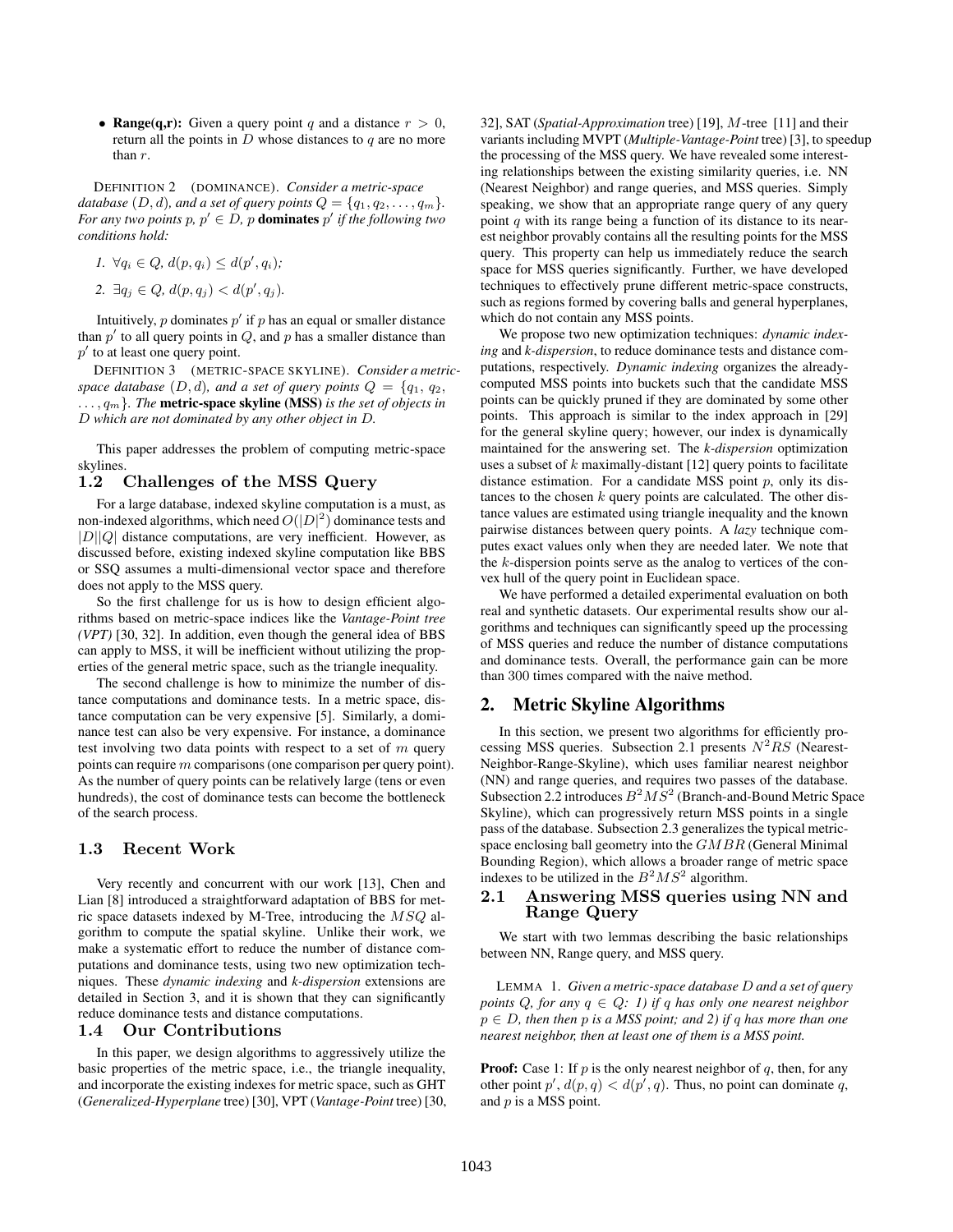- **Range(q,r):** Given a query point $q$ and a distance $r > 0$, return all the points in $D$ whose distances to $q$ are no more than $r$.

DEFINITION 2 (DOMINANCE). *Consider a metric-space database $(D, d)$, and a set of query points $Q = \{q_1, q_2, \ldots, q_m\}$. For any two points $p$, $p' \in D$, $p$* **dominates** *$p'$ if the following two conditions hold:*

1. *$\forall q_i \in Q$, $d(p, q_i) \leq d(p', q_i)$;*
2. *$\exists q_j \in Q$, $d(p, q_j) < d(p', q_j)$.*

Intuitively, $p$ dominates $p'$ if $p$ has an equal or smaller distance than $p'$ to all query points in $Q$, and $p$ has a smaller distance than $p'$ to at least one query point.

DEFINITION 3 (METRIC-SPACE SKYLINE). *Consider a metric-space database $(D, d)$, and a set of query points $Q = \{q_1, q_2, \ldots, q_m\}$. The* **metric-space skyline (MSS)** *is the set of objects in $D$ which are not dominated by any other object in $D$.*

This paper addresses the problem of computing metric-space skylines.

### 1.2 Challenges of the MSS Query

For a large database, indexed skyline computation is a must, as non-indexed algorithms, which need $O(|D|^2)$ dominance tests and $|D||Q|$ distance computations, are very inefficient. However, as discussed before, existing indexed skyline computation like BBS or SSQ assumes a multi-dimensional vector space and therefore does not apply to the MSS query.

So the first challenge for us is how to design efficient algorithms based on metric-space indices like the *Vantage-Point tree (VPT)* [30, 32]. In addition, even though the general idea of BBS can apply to MSS, it will be inefficient without utilizing the properties of the general metric space, such as the triangle inequality.

The second challenge is how to minimize the number of distance computations and dominance tests. In a metric space, distance computation can be very expensive [5]. Similarly, a dominance test can also be very expensive. For instance, a dominance test involving two data points with respect to a set of $m$ query points can require $m$ comparisons (one comparison per query point). As the number of query points can be relatively large (tens or even hundreds), the cost of dominance tests can become the bottleneck of the search process.

### 1.3 Recent Work

Very recently and concurrent with our work [13], Chen and Lian [8] introduced a straightforward adaptation of BBS for metric space datasets indexed by M-Tree, introducing the $MSQ$ algorithm to compute the spatial skyline. Unlike their work, we make a systematic effort to reduce the number of distance computations and dominance tests, using two new optimization techniques. These *dynamic indexing* and *k-dispersion* extensions are detailed in Section 3, and it is shown that they can significantly reduce dominance tests and distance computations.

### 1.4 Our Contributions

In this paper, we design algorithms to aggressively utilize the basic properties of the metric space, i.e., the triangle inequality, and incorporate the existing indexes for metric space, such as GHT (*Generalized-Hyperplane* tree) [30], VPT (*Vantage-Point* tree) [30, 32], SAT (*Spatial-Approximation* tree) [19], $M$-tree [11] and their variants including MVPT (*Multiple-Vantage-Point* tree) [3], to speedup the processing of the MSS query. We have revealed some interesting relationships between the existing similarity queries, i.e. NN (Nearest Neighbor) and range queries, and MSS queries. Simply speaking, we show that an appropriate range query of any query point $q$ with its range being a function of its distance to its nearest neighbor provably contains all the resulting points for the MSS query. This property can help us immediately reduce the search space for MSS queries significantly. Further, we have developed techniques to effectively prune different metric-space constructs, such as regions formed by covering balls and general hyperplanes, which do not contain any MSS points.

We propose two new optimization techniques: *dynamic indexing* and *k-dispersion*, to reduce dominance tests and distance computations, respectively. *Dynamic indexing* organizes the already-computed MSS points into buckets such that the candidate MSS points can be quickly pruned if they are dominated by some other points. This approach is similar to the index approach in [29] for the general skyline query; however, our index is dynamically maintained for the answering set. The *k-dispersion* optimization uses a subset of $k$ maximally-distant [12] query points to facilitate distance estimation. For a candidate MSS point $p$, only its distances to the chosen $k$ query points are calculated. The other distance values are estimated using triangle inequality and the known pairwise distances between query points. A *lazy* technique computes exact values only when they are needed later. We note that the $k$-dispersion points serve as the analog to vertices of the convex hull of the query point in Euclidean space.

We have performed a detailed experimental evaluation on both real and synthetic datasets. Our experimental results show our algorithms and techniques can significantly speed up the processing of MSS queries and reduce the number of distance computations and dominance tests. Overall, the performance gain can be more than 300 times compared with the naive method.

## 2. Metric Skyline Algorithms

In this section, we present two algorithms for efficiently processing MSS queries. Subsection 2.1 presents $N^2RS$ (Nearest-Neighbor-Range-Skyline), which uses familiar nearest neighbor (NN) and range queries, and requires two passes of the database. Subsection 2.2 introduces $B^2MS^2$ (Branch-and-Bound Metric Space Skyline), which can progressively return MSS points in a single pass of the database. Subsection 2.3 generalizes the typical metric-space enclosing ball geometry into the $GMBR$ (General Minimal Bounding Region), which allows a broader range of metric space indexes to be utilized in the $B^2MS^2$ algorithm.

### 2.1 Answering MSS queries using NN and Range Query

We start with two lemmas describing the basic relationships between NN, Range query, and MSS query.

LEMMA 1. *Given a metric-space database $D$ and a set of query points $Q$, for any $q \in Q$: 1) if $q$ has only one nearest neighbor $p \in D$, then then $p$ is a MSS point; and 2) if $q$ has more than one nearest neighbor, then at least one of them is a MSS point.*

**Proof:** Case 1: If $p$ is the only nearest neighbor of $q$, then, for any other point $p'$, $d(p, q) < d(p', q)$. Thus, no point can dominate $q$, and $p$ is a MSS point.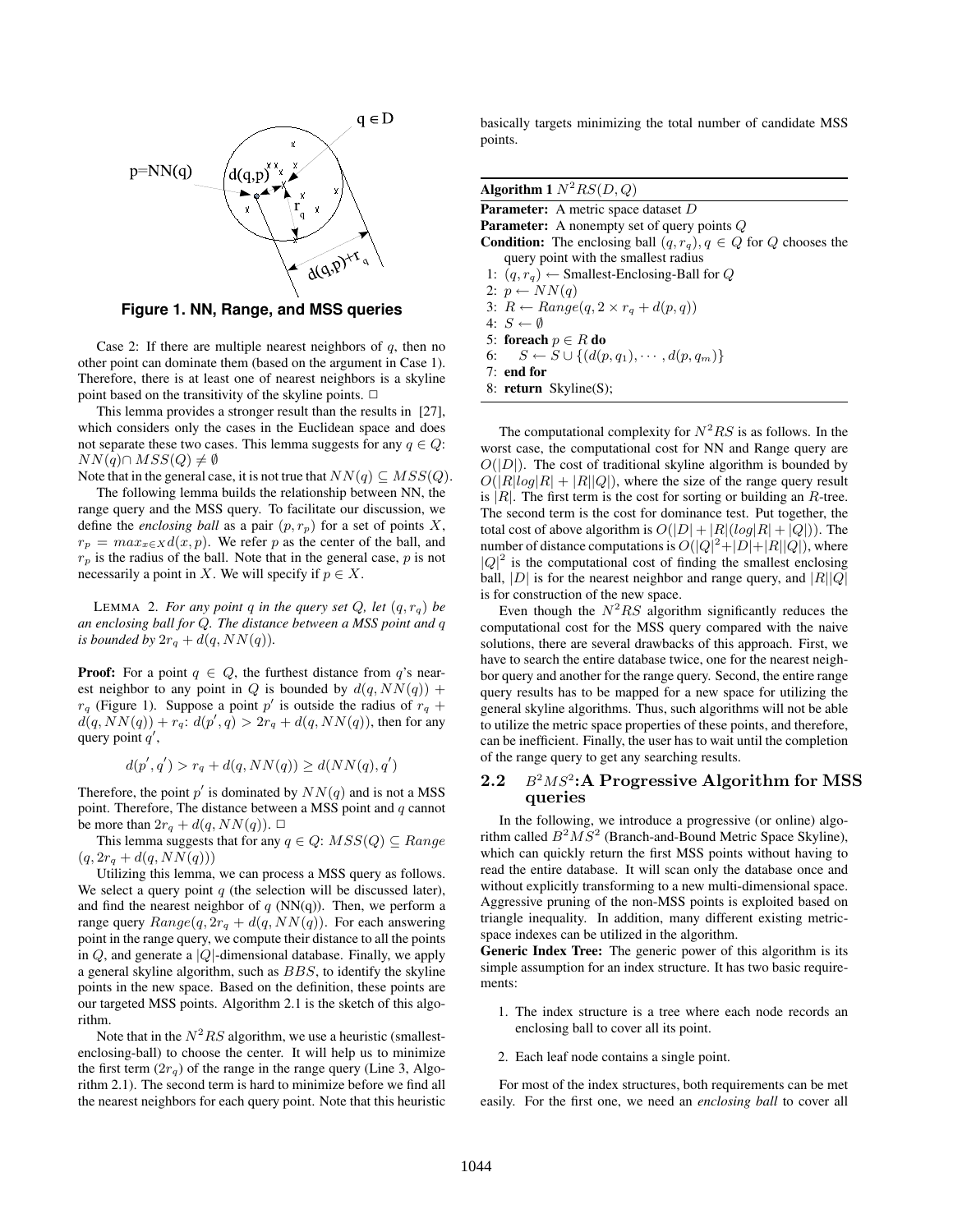Figure 1. NN, Range, and MSS queries

Case 2: If there are multiple nearest neighbors of $q$, then no other point can dominate them (based on the argument in Case 1). Therefore, there is at least one of nearest neighbors is a skyline point based on the transitivity of the skyline points. □

This lemma provides a stronger result than the results in [27], which considers only the cases in the Euclidean space and does not separate these two cases. This lemma suggests for any $q \in Q$: $NN(q) \cap MSS(Q) \neq \emptyset$

Note that in the general case, it is not true that $NN(q) \subseteq MSS(Q)$.

The following lemma builds the relationship between NN, the range query and the MSS query. To facilitate our discussion, we define the *enclosing ball* as a pair $(p, r_p)$ for a set of points $X$, $r_p = max_{x \in X} d(x, p)$. We refer $p$ as the center of the ball, and $r_p$ is the radius of the ball. Note that in the general case, $p$ is not necessarily a point in $X$. We will specify if $p \in X$.

LEMMA 2. *For any point $q$ in the query set $Q$, let $(q, r_q)$ be an enclosing ball for $Q$. The distance between a MSS point and $q$ is bounded by $2r_q + d(q, NN(q))$.*

**Proof:** For a point $q \in Q$, the furthest distance from $q$'s nearest neighbor to any point in $Q$ is bounded by $d(q, NN(q)) + r_q$ (Figure 1). Suppose a point $p'$ is outside the radius of $r_q + d(q, NN(q)) + r_q$: $d(p', q) > 2r_q + d(q, NN(q))$, then for any query point $q'$,

$$d(p', q') > r_q + d(q, NN(q)) \geq d(NN(q), q')$$

Therefore, the point $p'$ is dominated by $NN(q)$ and is not a MSS point. Therefore, The distance between a MSS point and $q$ cannot be more than $2r_q + d(q, NN(q))$. □

This lemma suggests that for any $q \in Q$: $MSS(Q) \subseteq Range(q, 2r_q + d(q, NN(q)))$

Utilizing this lemma, we can process a MSS query as follows. We select a query point $q$ (the selection will be discussed later), and find the nearest neighbor of $q$ (NN(q)). Then, we perform a range query $Range(q, 2r_q + d(q, NN(q))$. For each answering point in the range query, we compute their distance to all the points in $Q$, and generate a $|Q|$-dimensional database. Finally, we apply a general skyline algorithm, such as $BBS$, to identify the skyline points in the new space. Based on the definition, these points are our targeted MSS points. Algorithm 2.1 is the sketch of this algorithm.

Note that in the $N^2RS$ algorithm, we use a heuristic (smallest-enclosing-ball) to choose the center. It will help us to minimize the first term ($2r_q$) of the range in the range query (Line 3, Algorithm 2.1). The second term is hard to minimize before we find all the nearest neighbors for each query point. Note that this heuristic basically targets minimizing the total number of candidate MSS points.

**Algorithm 1** $N^2RS(D, Q)$

**Parameter:** A metric space dataset $D$
**Parameter:** A nonempty set of query points $Q$
**Condition:** The enclosing ball $(q, r_q), q \in Q$ for $Q$ chooses the query point with the smallest radius

```
1: (q, r_q) ← Smallest-Enclosing-Ball for Q
2: p ← NN(q)
3: R ← Range(q, 2 × r_q + d(p, q))
4: S ← ∅
5: foreach p ∈ R do
6:     S ← S ∪ {(d(p, q_1), ··· , d(p, q_m)}
7: end for
8: return Skyline(S);
```

The computational complexity for $N^2RS$ is as follows. In the worst case, the computational cost for NN and Range query are $O(|D|)$. The cost of traditional skyline algorithm is bounded by $O(|R|log|R| + |R||Q|)$, where the size of the range query result is $|R|$. The first term is the cost for sorting or building an $R$-tree. The second term is the cost for dominance test. Put together, the total cost of above algorithm is $O(|D| + |R|(log|R| + |Q|))$. The number of distance computations is $O(|Q|^2 + |D| + |R||Q|)$, where $|Q|^2$ is the computational cost of finding the smallest enclosing ball, $|D|$ is for the nearest neighbor and range query, and $|R||Q|$ is for construction of the new space.

Even though the $N^2RS$ algorithm significantly reduces the computational cost for the MSS query compared with the naive solutions, there are several drawbacks of this approach. First, we have to search the entire database twice, one for the nearest neighbor query and another for the range query. Second, the entire range query results has to be mapped for a new space for utilizing the general skyline algorithms. Thus, such algorithms will not be able to utilize the metric space properties of these points, and therefore, can be inefficient. Finally, the user has to wait until the completion of the range query to get any searching results.

## 2.2 $B^2MS^2$: A Progressive Algorithm for MSS queries

In the following, we introduce a progressive (or online) algorithm called $B^2MS^2$ (Branch-and-Bound Metric Space Skyline), which can quickly return the first MSS points without having to read the entire database. It will scan only the database once and without explicitly transforming to a new multi-dimensional space. Aggressive pruning of the non-MSS points is exploited based on triangle inequality. In addition, many different existing metric-space indexes can be utilized in the algorithm.

**Generic Index Tree:** The generic power of this algorithm is its simple assumption for an index structure. It has two basic requirements:

1. The index structure is a tree where each node records an enclosing ball to cover all its point.
2. Each leaf node contains a single point.

For most of the index structures, both requirements can be met easily. For the first one, we need an *enclosing ball* to cover all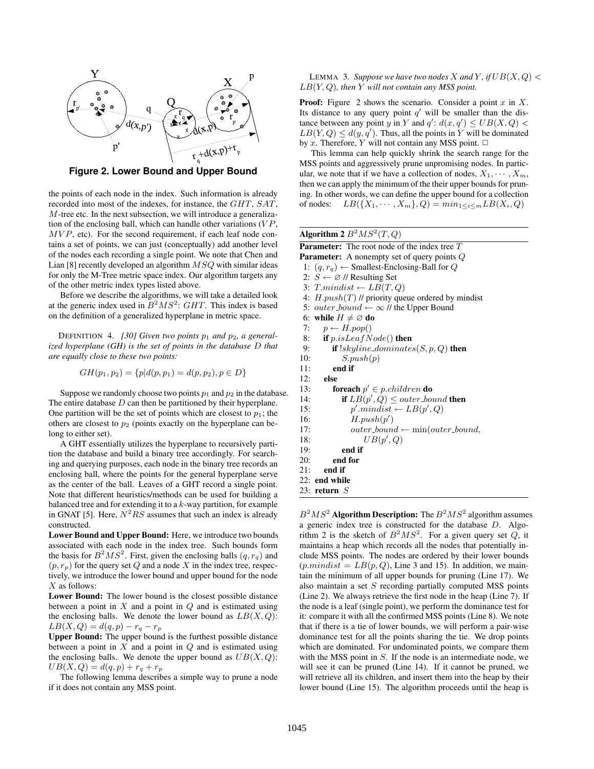**Figure 2. Lower Bound and Upper Bound**

the points of each node in the index. Such information is already recorded into most of the indexes, for instance, the $GHT$, $SAT$, $M$-tree etc. In the next subsection, we will introduce a generalization of the enclosing ball, which can handle other variations ($VP$, $MVP$, etc). For the second requirement, if each leaf node contains a set of points, we can just (conceptually) add another level of the nodes each recording a single point. We note that Chen and Lian [8] recently developed an algorithm $MSQ$ with similar ideas for only the M-Tree metric space index. Our algorithm targets any of the other metric index types listed above.

Before we describe the algorithms, we will take a detailed look at the generic index used in $B^2MS^2$: $GHT$. This index is based on the definition of a generalized hyperplane in metric space.

DEFINITION 4. *[30] Given two points $p_1$ and $p_2$, a generalized hyperplane (GH) is the set of points in the database $D$ that are equally close to these two points:*

$$GH(p_1, p_2) = \{p | d(p, p_1) = d(p, p_2), p \in D\}$$

Suppose we randomly choose two points $p_1$ and $p_2$ in the database. The entire database $D$ can then be partitioned by their hyperplane. One partition will be the set of points which are closest to $p_1$; the others are closest to $p_2$ (points exactly on the hyperplane can belong to either set).

A GHT essentially utilizes the hyperplane to recursively partition the database and build a binary tree accordingly. For searching and querying purposes, each node in the binary tree records an enclosing ball, where the points for the general hyperplane serve as the center of the ball. Leaves of a GHT record a single point. Note that different heuristics/methods can be used for building a balanced tree and for extending it to a $k$-way partition, for example in GNAT [5]. Here, $N^2RS$ assumes that such an index is already constructed.

**Lower Bound and Upper Bound:** Here, we introduce two bounds associated with each node in the index tree. Such bounds form the basis for $B^2MS^2$. First, given the enclosing balls $(q, r_q)$ and $(p, r_p)$ for the query set $Q$ and a node $X$ in the index tree, respectively, we introduce the lower bound and upper bound for the node $X$ as follows:

**Lower Bound:** The lower bound is the closest possible distance between a point in $X$ and a point in $Q$ and is estimated using the enclosing balls. We denote the lower bound as $LB(X, Q)$: $LB(X, Q) = d(q, p) - r_q - r_p$

**Upper Bound:** The upper bound is the furthest possible distance between a point in $X$ and a point in $Q$ and is estimated using the enclosing balls. We denote the upper bound as $UB(X, Q)$: $UB(X, Q) = d(q, p) + r_q + r_p$

The following lemma describes a simple way to prune a node if it does not contain any MSS point.

LEMMA 3. *Suppose we have two nodes $X$ and $Y$, if $UB(X, Q) < LB(Y, Q)$, then $Y$ will not contain any MSS point.*

**Proof:** Figure 2 shows the scenario. Consider a point $x$ in $X$. Its distance to any query point $q'$ will be smaller than the distance between any point $y$ in $Y$ and $q'$: $d(x, q') \leq UB(X, Q) < LB(Y, Q) \leq d(y, q')$. Thus, all the points in $Y$ will be dominated by $x$. Therefore, $Y$ will not contain any MSS point. □

This lemma can help quickly shrink the search range for the MSS points and aggressively prune unpromising nodes. In particular, we note that if we have a collection of nodes, $X_1, \cdots, X_m$, then we can apply the minimum of the their upper bounds for pruning. In other words, we can define the upper bound for a collection of nodes: $LB(\{X_1, \cdots, X_m\}, Q) = min_{1 \leq i \leq m} LB(X_i, Q)$

**Algorithm 2** $B^2MS^2(T, Q)$

```
Parameter: The root node of the index tree T
Parameter: A nonempty set of query points Q
 1: (q, r_q) ← Smallest-Enclosing-Ball for Q
 2: S ← ∅ // Resulting Set
 3: T.mindist ← LB(T, Q)
 4: H.push(T) // priority queue ordered by mindist
 5: outer_bound ← ∞ // the Upper Bound
 6: while H ≠ ∅ do
 7:    p ← H.pop()
 8:    if p.isLeafNode() then
 9:       if !skyline_dominates(S, p, Q) then
10:          S.push(p)
11:       end if
12:    else
13:       foreach p' ∈ p.children do
14:          if LB(p', Q) ≤ outer_bound then
15:             p'.mindist ← LB(p', Q)
16:             H.push(p')
17:             outer_bound ← min(outer_bound,
18:                   UB(p', Q))
19:          end if
20:       end for
21:    end if
22: end while
23: return S
```

**$B^2MS^2$ Algorithm Description:** The $B^2MS^2$ algorithm assumes a generic index tree is constructed for the database $D$. Algorithm 2 is the sketch of $B^2MS^2$. For a given query set $Q$, it maintains a heap which records all the nodes that potentially include MSS points. The nodes are ordered by their lower bounds ($p.mindist = LB(p, Q)$, Line 3 and 15). In addition, we maintain the minimum of all upper bounds for pruning (Line 17). We also maintain a set $S$ recording partially computed MSS points (Line 2). We always retrieve the first node in the heap (Line 7). If the node is a leaf (single point), we perform the dominance test for it: compare it with all the confirmed MSS points (Line 8). We note that if there is a tie of lower bounds, we will perform a pair-wise dominance test for all the points sharing the tie. We drop points which are dominated. For undominated points, we compare them with the MSS point in $S$. If the node is an intermediate node, we will see it can be pruned (Line 14). If it cannot be pruned, we will retrieve all its children, and insert them into the heap by their lower bound (Line 15). The algorithm proceeds until the heap is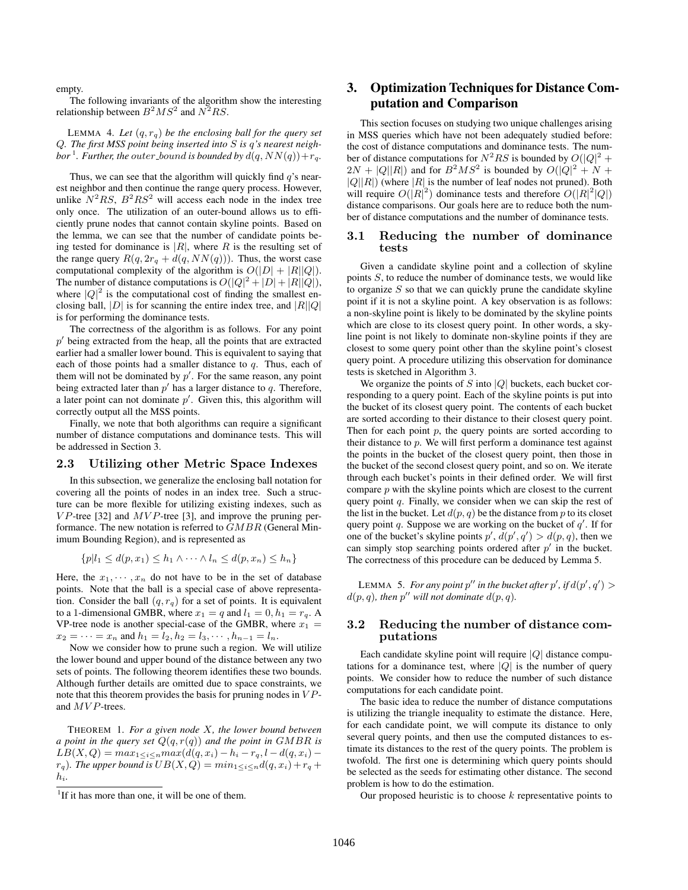empty.

The following invariants of the algorithm show the interesting relationship between $B^2MS^2$ and $N^2RS$.

LEMMA 4. *Let $(q, r_q)$ be the enclosing ball for the query set $Q$. The first MSS point being inserted into $S$ is $q$'s nearest neighbor* [1]*. Further, the outer_bound is bounded by $d(q, NN(q)) + r_q$.*

Thus, we can see that the algorithm will quickly find $q$'s nearest neighbor and then continue the range query process. However, unlike $N^2RS$, $B^2RS^2$ will access each node in the index tree only once. The utilization of an outer-bound allows us to efficiently prune nodes that cannot contain skyline points. Based on the lemma, we can see that the number of candidate points being tested for dominance is $|R|$, where $R$ is the resulting set of the range query $R(q, 2r_q + d(q, NN(q)))$. Thus, the worst case computational complexity of the algorithm is $O(|D| + |R||Q|)$. The number of distance computations is $O(|Q|^2 + |D| + |R||Q|)$, where $|Q|^2$ is the computational cost of finding the smallest enclosing ball, $|D|$ is for scanning the entire index tree, and $|R||Q|$ is for performing the dominance tests.

The correctness of the algorithm is as follows. For any point $p'$ being extracted from the heap, all the points that are extracted earlier had a smaller lower bound. This is equivalent to saying that each of those points had a smaller distance to $q$. Thus, each of them will not be dominated by $p'$. For the same reason, any point being extracted later than $p'$ has a larger distance to $q$. Therefore, a later point can not dominate $p'$. Given this, this algorithm will correctly output all the MSS points.

Finally, we note that both algorithms can require a significant number of distance computations and dominance tests. This will be addressed in Section 3.

### 2.3 Utilizing other Metric Space Indexes

In this subsection, we generalize the enclosing ball notation for covering all the points of nodes in an index tree. Such a structure can be more flexible for utilizing existing indexes, such as $VP$-tree [32] and $MVP$-tree [3], and improve the pruning performance. The new notation is referred to $GMBR$ (General Minimum Bounding Region), and is represented as

$$\{p | l_1 \leq d(p, x_1) \leq h_1 \wedge \cdots \wedge l_n \leq d(p, x_n) \leq h_n\}$$

Here, the $x_1, \cdots, x_n$ do not have to be in the set of database points. Note that the ball is a special case of above representation. Consider the ball $(q, r_q)$ for a set of points. It is equivalent to a 1-dimensional GMBR, where $x_1 = q$ and $l_1 = 0, h_1 = r_q$. A VP-tree node is another special-case of the GMBR, where $x_1 = x_2 = \cdots = x_n$ and $h_1 = l_2, h_2 = l_3, \cdots, h_{n-1} = l_n$.

Now we consider how to prune such a region. We will utilize the lower bound and upper bound of the distance between any two sets of points. The following theorem identifies these two bounds. Although further details are omitted due to space constraints, we note that this theorem provides the basis for pruning nodes in $VP$- and $MVP$-trees.

THEOREM 1. *For a given node $X$, the lower bound between a point in the query set $Q(q, r(q))$ and the point in $GMBR$ is $LB(X, Q) = max_{1 \leq i \leq n} max(d(q, x_i) - h_i - r_q, l - d(q, x_i) - r_q)$. The upper bound is $UB(X, Q) = min_{1 \leq i \leq n} d(q, x_i) + r_q + h_i$.*

[1] If it has more than one, it will be one of them.

## 3. Optimization Techniques for Distance Computation and Comparison

This section focuses on studying two unique challenges arising in MSS queries which have not been adequately studied before: the cost of distance computations and dominance tests. The number of distance computations for $N^2RS$ is bounded by $O(|Q|^2 + 2N + |Q||R|)$ and for $B^2MS^2$ is bounded by $O(|Q|^2 + N + |Q||R|)$ (where $|R|$ is the number of leaf nodes not pruned). Both will require $O(|R|^2)$ dominance tests and therefore $O(|R|^2|Q|)$ distance comparisons. Our goals here are to reduce both the number of distance computations and the number of dominance tests.

### 3.1 Reducing the number of dominance tests

Given a candidate skyline point and a collection of skyline points $S$, to reduce the number of dominance tests, we would like to organize $S$ so that we can quickly prune the candidate skyline point if it is not a skyline point. A key observation is as follows: a non-skyline point is likely to be dominated by the skyline points which are close to its closest query point. In other words, a skyline point is not likely to dominate non-skyline points if they are closest to some query point other than the skyline point's closest query point. A procedure utilizing this observation for dominance tests is sketched in Algorithm 3.

We organize the points of $S$ into $|Q|$ buckets, each bucket corresponding to a query point. Each of the skyline points is put into the bucket of its closest query point. The contents of each bucket are sorted according to their distance to their closest query point. Then for each point $p$, the query points are sorted according to their distance to $p$. We will first perform a dominance test against the points in the bucket of the closest query point, then those in the bucket of the second closest query point, and so on. We iterate through each bucket's points in their defined order. We will first compare $p$ with the skyline points which are closest to the current query point $q$. Finally, we consider when we can skip the rest of the list in the bucket. Let $d(p, q)$ be the distance from $p$ to its closet query point $q$. Suppose we are working on the bucket of $q'$. If for one of the bucket's skyline points $p'$, $d(p', q') > d(p, q)$, then we can simply stop searching points ordered after $p'$ in the bucket. The correctness of this procedure can be deduced by Lemma 5.

LEMMA 5. *For any point $p''$ in the bucket after $p'$, if $d(p', q') > d(p, q)$, then $p''$ will not dominate $d(p, q)$.*

### 3.2 Reducing the number of distance computations

Each candidate skyline point will require $|Q|$ distance computations for a dominance test, where $|Q|$ is the number of query points. We consider how to reduce the number of such distance computations for each candidate point.

The basic idea to reduce the number of distance computations is utilizing the triangle inequality to estimate the distance. Here, for each candidate point, we will compute its distance to only several query points, and then use the computed distances to estimate its distances to the rest of the query points. The problem is twofold. The first one is determining which query points should be selected as the seeds for estimating other distance. The second problem is how to do the estimation.

Our proposed heuristic is to choose $k$ representative points to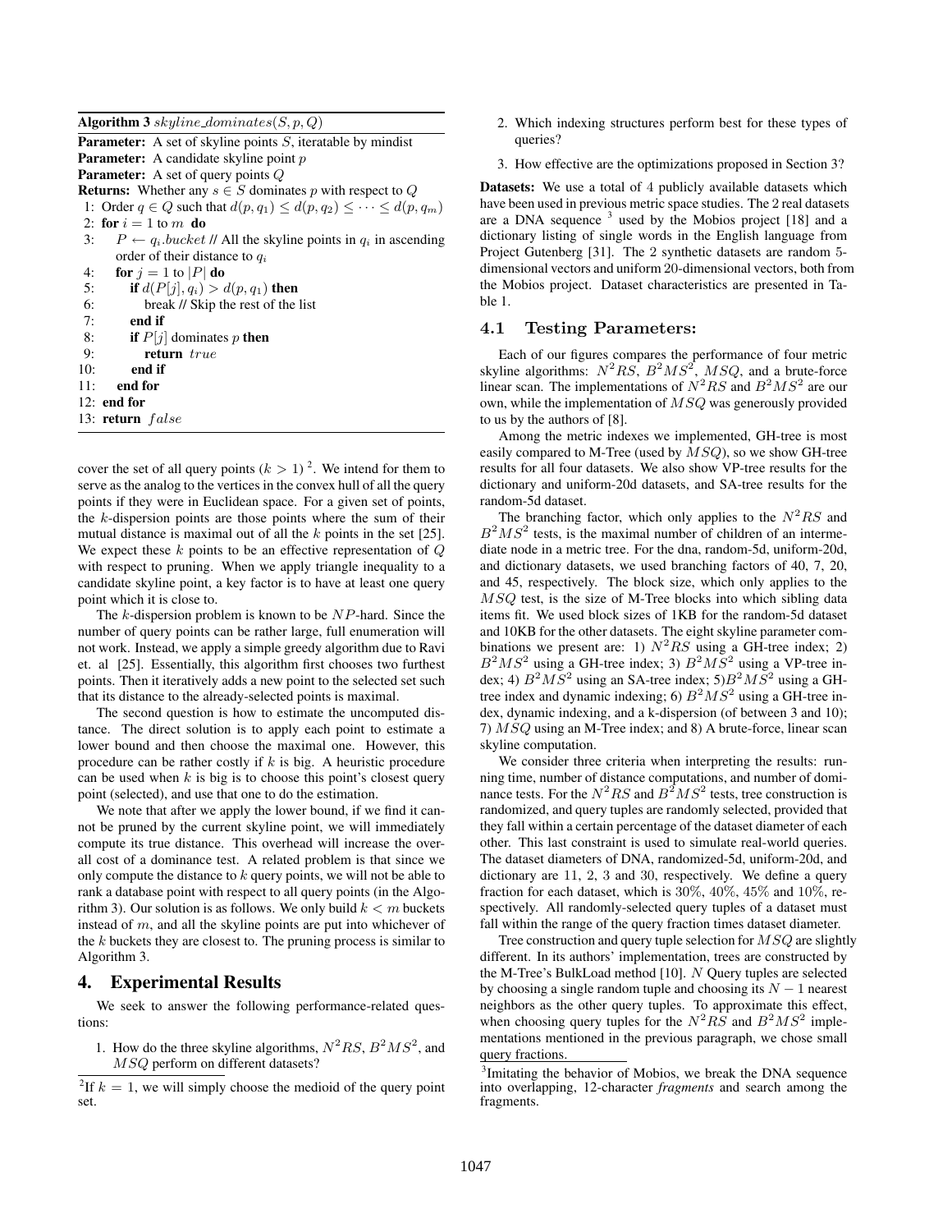**Algorithm 3** $skyline\_dominates(S, p, Q)$

**Parameter:** A set of skyline points $S$, iteratable by mindist
**Parameter:** A candidate skyline point $p$
**Parameter:** A set of query points $Q$
**Returns:** Whether any $s \in S$ dominates $p$ with respect to $Q$

```
1: Order q ∈ Q such that d(p, q_1) ≤ d(p, q_2) ≤ ··· ≤ d(p, q_m)
2: for i = 1 to m do
3:    P ← q_i.bucket // All the skyline points in q_i in ascending
      order of their distance to q_i
4:    for j = 1 to |P| do
5:       if d(P[j], q_i) > d(p, q_1) then
6:          break // Skip the rest of the list
7:       end if
8:       if P[j] dominates p then
9:          return true
10:      end if
11:   end for
12: end for
13: return false
```

cover the set of all query points ($k > 1$)[2]. We intend for them to serve as the analog to the vertices in the convex hull of all the query points if they were in Euclidean space. For a given set of points, the $k$-dispersion points are those points where the sum of their mutual distance is maximal out of all the $k$ points in the set [25]. We expect these $k$ points to be an effective representation of $Q$ with respect to pruning. When we apply triangle inequality to a candidate skyline point, a key factor is to have at least one query point which it is close to.

The $k$-dispersion problem is known to be $NP$-hard. Since the number of query points can be rather large, full enumeration will not work. Instead, we apply a simple greedy algorithm due to Ravi et. al [25]. Essentially, this algorithm first chooses two furthest points. Then it iteratively adds a new point to the selected set such that its distance to the already-selected points is maximal.

The second question is how to estimate the uncomputed distance. The direct solution is to apply each point to estimate a lower bound and then choose the maximal one. However, this procedure can be rather costly if $k$ is big. A heuristic procedure can be used when $k$ is big is to choose this point's closest query point (selected), and use that one to do the estimation.

We note that after we apply the lower bound, if we find it cannot be pruned by the current skyline point, we will immediately compute its true distance. This overhead will increase the overall cost of a dominance test. A related problem is that since we only compute the distance to $k$ query points, we will not be able to rank a database point with respect to all query points (in the Algorithm 3). Our solution is as follows. We only build $k < m$ buckets instead of $m$, and all the skyline points are put into whichever of the $k$ buckets they are closest to. The pruning process is similar to Algorithm 3.

[2] If $k = 1$, we will simply choose the medioid of the query point set.

## 4. Experimental Results

We seek to answer the following performance-related questions:

1. How do the three skyline algorithms, $N^2RS$, $B^2MS^2$, and $MSQ$ perform on different datasets?
2. Which indexing structures perform best for these types of queries?
3. How effective are the optimizations proposed in Section 3?

**Datasets:** We use a total of 4 publicly available datasets which have been used in previous metric space studies. The 2 real datasets are a DNA sequence [3] used by the Mobios project [18] and a dictionary listing of single words in the English language from Project Gutenberg [31]. The 2 synthetic datasets are random 5-dimensional vectors and uniform 20-dimensional vectors, both from the Mobios project. Dataset characteristics are presented in Table 1.

### 4.1 Testing Parameters:

Each of our figures compares the performance of four metric skyline algorithms: $N^2RS$, $B^2MS^2$, $MSQ$, and a brute-force linear scan. The implementations of $N^2RS$ and $B^2MS^2$ are our own, while the implementation of $MSQ$ was generously provided to us by the authors of [8].

Among the metric indexes we implemented, GH-tree is most easily compared to M-Tree (used by $MSQ$), so we show GH-tree results for all four datasets. We also show VP-tree results for the dictionary and uniform-20d datasets, and SA-tree results for the random-5d dataset.

The branching factor, which only applies to the $N^2RS$ and $B^2MS^2$ tests, is the maximal number of children of an intermediate node in a metric tree. For the dna, random-5d, uniform-20d, and dictionary datasets, we used branching factors of 40, 7, 20, and 45, respectively. The block size, which only applies to the $MSQ$ test, is the size of M-Tree blocks into which sibling data items fit. We used block sizes of 1KB for the random-5d dataset and 10KB for the other datasets. The eight skyline parameter combinations we present are: 1) $N^2RS$ using a GH-tree index; 2) $B^2MS^2$ using a GH-tree index; 3) $B^2MS^2$ using a VP-tree index; 4) $B^2MS^2$ using an SA-tree index; 5)$B^2MS^2$ using a GH-tree index and dynamic indexing; 6) $B^2MS^2$ using a GH-tree index, dynamic indexing, and a k-dispersion (of between 3 and 10); 7) $MSQ$ using an M-Tree index; and 8) A brute-force, linear scan skyline computation.

We consider three criteria when interpreting the results: running time, number of distance computations, and number of dominance tests. For the $N^2RS$ and $B^2MS^2$ tests, tree construction is randomized, and query tuples are randomly selected, provided that they fall within a certain percentage of the dataset diameter of each other. This last constraint is used to simulate real-world queries. The dataset diameters of DNA, randomized-5d, uniform-20d, and dictionary are 11, 2, 3 and 30, respectively. We define a query fraction for each dataset, which is 30%, 40%, 45% and 10%, respectively. All randomly-selected query tuples of a dataset must fall within the range of the query fraction times dataset diameter.

Tree construction and query tuple selection for $MSQ$ are slightly different. In its authors' implementation, trees are constructed by the M-Tree's BulkLoad method [10]. $N$ Query tuples are selected by choosing a single random tuple and choosing its $N - 1$ nearest neighbors as the other query tuples. To approximate this effect, when choosing query tuples for the $N^2RS$ and $B^2MS^2$ implementations mentioned in the previous paragraph, we chose small query fractions.

[3] Imitating the behavior of Mobios, we break the DNA sequence into overlapping, 12-character *fragments* and search among the fragments.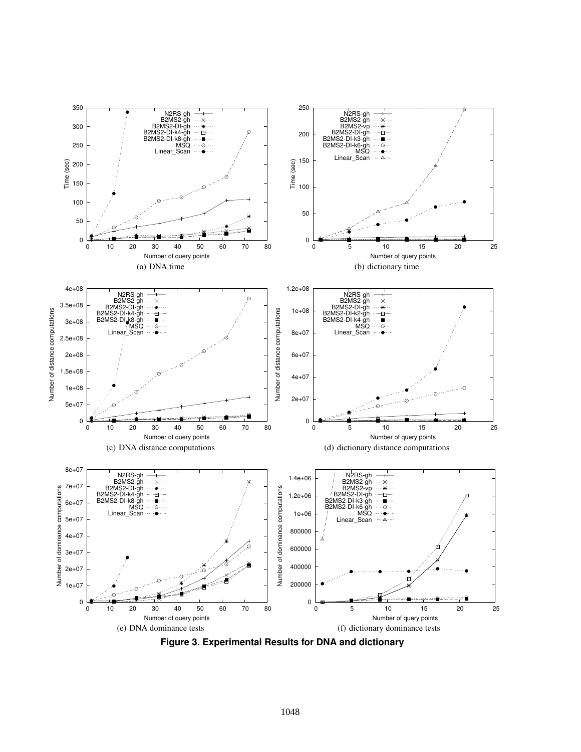(a) DNA time

(b) dictionary time

(c) DNA distance computations

(d) dictionary distance computations

(e) DNA dominance tests

(f) dictionary dominance tests

**Figure 3. Experimental Results for DNA and dictionary**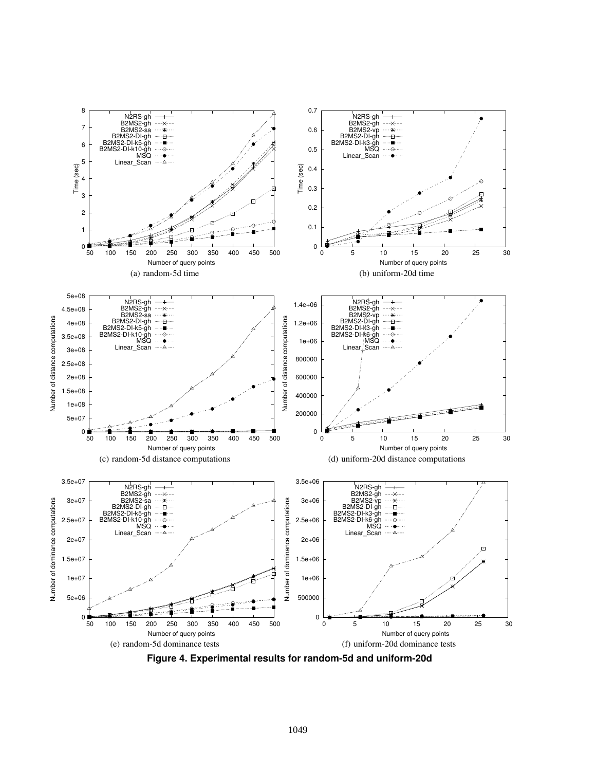(a) random-5d time

(b) uniform-20d time

(c) random-5d distance computations

(d) uniform-20d distance computations

(e) random-5d dominance tests

(f) uniform-20d dominance tests

**Figure 4. Experimental results for random-5d and uniform-20d**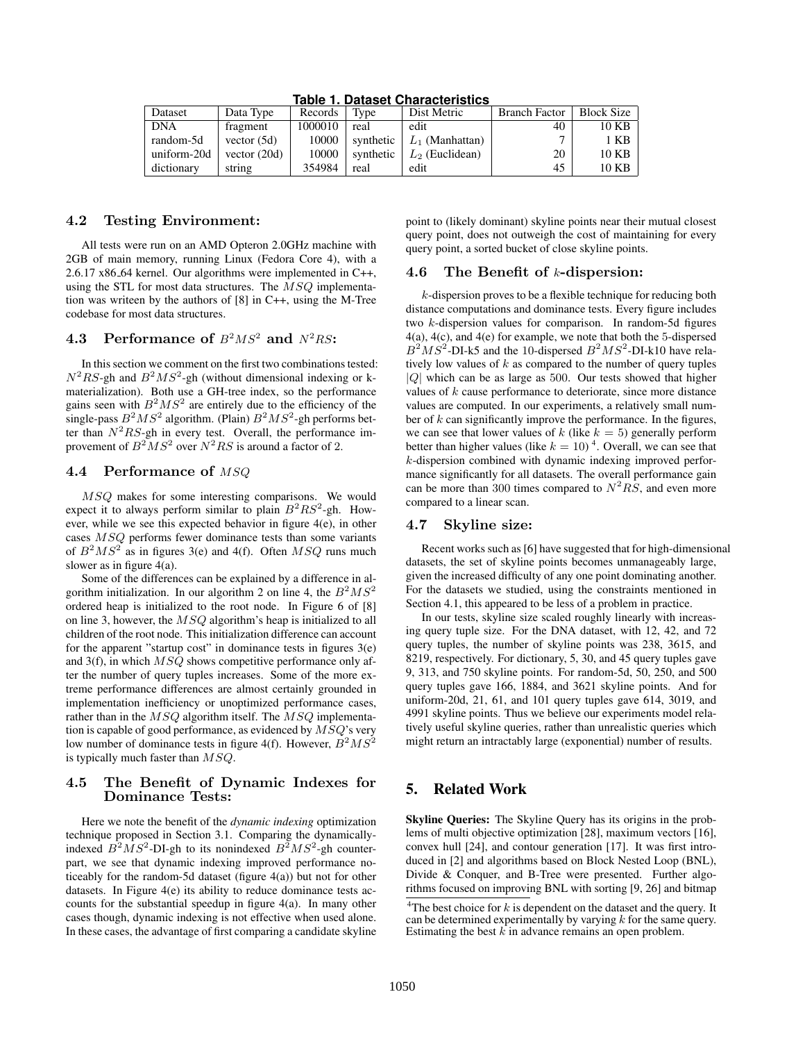**Table 1. Dataset Characteristics**

| Dataset | Data Type | Records | Type | Dist Metric | Branch Factor | Block Size |
|---|---|---|---|---|---|---|
| DNA | fragment | 1000010 | real | edit | 40 | 10 KB |
| random-5d | vector (5d) | 10000 | synthetic | $L_1$ (Manhattan) | 7 | 1 KB |
| uniform-20d | vector (20d) | 10000 | synthetic | $L_2$ (Euclidean) | 20 | 10 KB |
| dictionary | string | 354984 | real | edit | 45 | 10 KB |

### 4.2 Testing Environment:

All tests were run on an AMD Opteron 2.0GHz machine with 2GB of main memory, running Linux (Fedora Core 4), with a 2.6.17 x86_64 kernel. Our algorithms were implemented in C++, using the STL for most data structures. The $MSQ$ implementation was writeen by the authors of [8] in C++, using the M-Tree codebase for most data structures.

### 4.3 Performance of $B^2MS^2$ and $N^2RS$:

In this section we comment on the first two combinations tested: $N^2RS$-gh and $B^2MS^2$-gh (without dimensional indexing or k-materialization). Both use a GH-tree index, so the performance gains seen with $B^2MS^2$ are entirely due to the efficiency of the single-pass $B^2MS^2$ algorithm. (Plain) $B^2MS^2$-gh performs better than $N^2RS$-gh in every test. Overall, the performance improvement of $B^2MS^2$ over $N^2RS$ is around a factor of 2.

### 4.4 Performance of $MSQ$

$MSQ$ makes for some interesting comparisons. We would expect it to always perform similar to plain $B^2RS^2$-gh. However, while we see this expected behavior in figure 4(e), in other cases $MSQ$ performs fewer dominance tests than some variants of $B^2MS^2$ as in figures 3(e) and 4(f). Often $MSQ$ runs much slower as in figure 4(a).

Some of the differences can be explained by a difference in algorithm initialization. In our algorithm 2 on line 4, the $B^2MS^2$ ordered heap is initialized to the root node. In Figure 6 of [8] on line 3, however, the $MSQ$ algorithm's heap is initialized to all children of the root node. This initialization difference can account for the apparent "startup cost" in dominance tests in figures 3(e) and 3(f), in which $MSQ$ shows competitive performance only after the number of query tuples increases. Some of the more extreme performance differences are almost certainly grounded in implementation inefficiency or unoptimized performance cases, rather than in the $MSQ$ algorithm itself. The $MSQ$ implementation is capable of good performance, as evidenced by $MSQ$'s very low number of dominance tests in figure 4(f). However, $B^2MS^2$ is typically much faster than $MSQ$.

### 4.5 The Benefit of Dynamic Indexes for Dominance Tests:

Here we note the benefit of the *dynamic indexing* optimization technique proposed in Section 3.1. Comparing the dynamically-indexed $B^2MS^2$-DI-gh to its nonindexed $B^2MS^2$-gh counterpart, we see that dynamic indexing improved performance noticeably for the random-5d dataset (figure 4(a)) but not for other datasets. In Figure 4(e) its ability to reduce dominance tests accounts for the substantial speedup in figure 4(a). In many other cases though, dynamic indexing is not effective when used alone. In these cases, the advantage of first comparing a candidate skyline point to (likely dominant) skyline points near their mutual closest query point, does not outweigh the cost of maintaining for every query point, a sorted bucket of close skyline points.

### 4.6 The Benefit of $k$-dispersion:

$k$-dispersion proves to be a flexible technique for reducing both distance computations and dominance tests. Every figure includes two $k$-dispersion values for comparison. In random-5d figures 4(a), 4(c), and 4(e) for example, we note that both the 5-dispersed $B^2MS^2$-DI-k5 and the 10-dispersed $B^2MS^2$-DI-k10 have relatively low values of $k$ as compared to the number of query tuples $|Q|$ which can be as large as 500. Our tests showed that higher values of $k$ cause performance to deteriorate, since more distance values are computed. In our experiments, a relatively small number of $k$ can significantly improve the performance. In the figures, we can see that lower values of $k$ (like $k = 5$) generally perform better than higher values (like $k = 10$) [4]. Overall, we can see that $k$-dispersion combined with dynamic indexing improved performance significantly for all datasets. The overall performance gain can be more than 300 times compared to $N^2RS$, and even more compared to a linear scan.

### 4.7 Skyline size:

Recent works such as [6] have suggested that for high-dimensional datasets, the set of skyline points becomes unmanageably large, given the increased difficulty of any one point dominating another. For the datasets we studied, using the constraints mentioned in Section 4.1, this appeared to be less of a problem in practice.

In our tests, skyline size scaled roughly linearly with increasing query tuple size. For the DNA dataset, with 12, 42, and 72 query tuples, the number of skyline points was 238, 3615, and 8219, respectively. For dictionary, 5, 30, and 45 query tuples gave 9, 313, and 750 skyline points. For random-5d, 50, 250, and 500 query tuples gave 166, 1884, and 3621 skyline points. And for uniform-20d, 21, 61, and 101 query tuples gave 614, 3019, and 4991 skyline points. Thus we believe our experiments model relatively useful skyline queries, rather than unrealistic queries which might return an intractably large (exponential) number of results.

## 5. Related Work

**Skyline Queries:** The Skyline Query has its origins in the problems of multi objective optimization [28], maximum vectors [16], convex hull [24], and contour generation [17]. It was first introduced in [2] and algorithms based on Block Nested Loop (BNL), Divide & Conquer, and B-Tree were presented. Further algorithms focused on improving BNL with sorting [9, 26] and bitmap

[4] The best choice for $k$ is dependent on the dataset and the query. It can be determined experimentally by varying $k$ for the same query. Estimating the best $k$ in advance remains an open problem.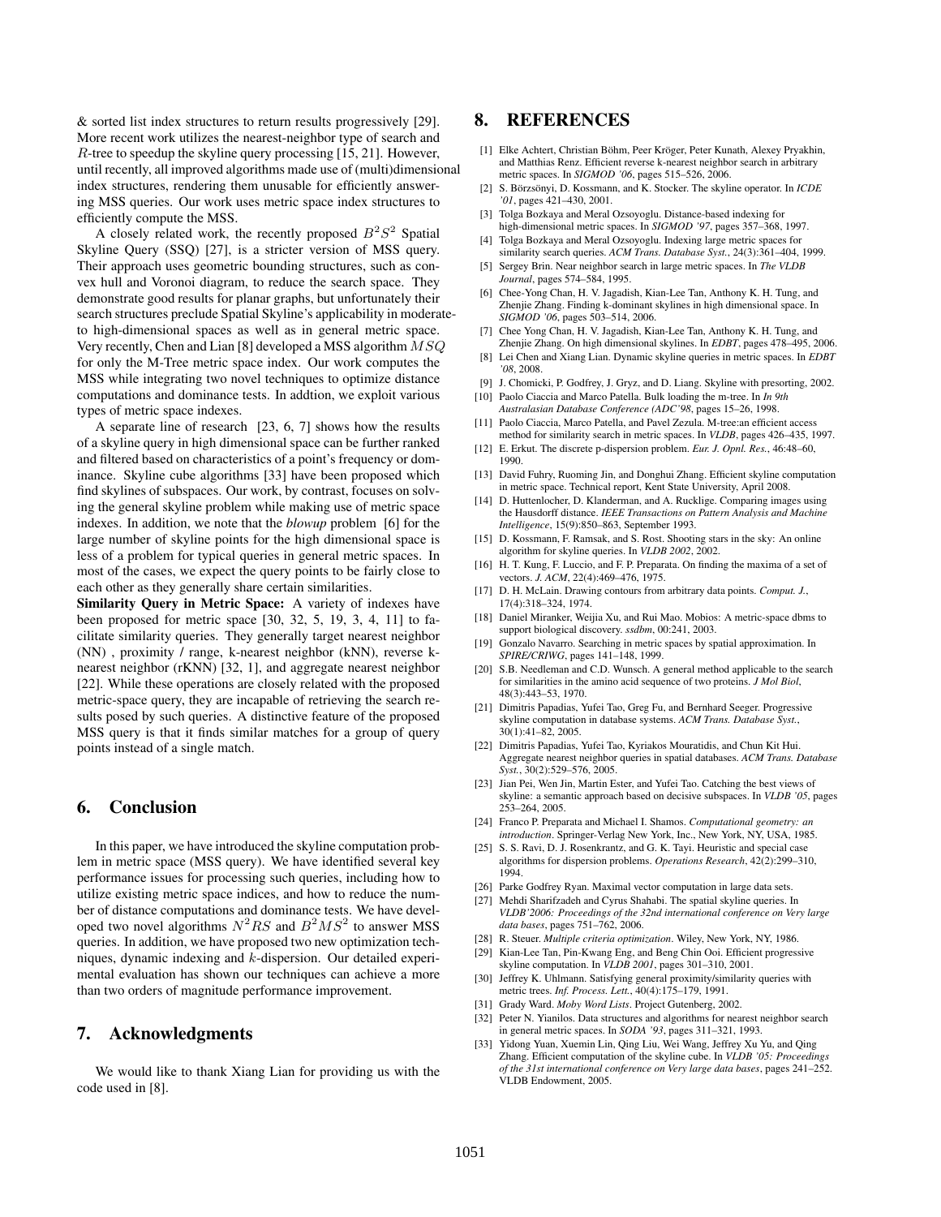& sorted list index structures to return results progressively [29]. More recent work utilizes the nearest-neighbor type of search and $R$-tree to speedup the skyline query processing [15, 21]. However, until recently, all improved algorithms made use of (multi)dimensional index structures, rendering them unusable for efficiently answering MSS queries. Our work uses metric space index structures to efficiently compute the MSS.

A closely related work, the recently proposed $B^2S^2$ Spatial Skyline Query (SSQ) [27], is a stricter version of MSS query. Their approach uses geometric bounding structures, such as convex hull and Voronoi diagram, to reduce the search space. They demonstrate good results for planar graphs, but unfortunately their search structures preclude Spatial Skyline's applicability in moderate- to high-dimensional spaces as well as in general metric space. Very recently, Chen and Lian [8] developed a MSS algorithm $MSQ$ for only the M-Tree metric space index. Our work computes the MSS while integrating two novel techniques to optimize distance computations and dominance tests. In addtion, we exploit various types of metric space indexes.

A separate line of research [23, 6, 7] shows how the results of a skyline query in high dimensional space can be further ranked and filtered based on characteristics of a point's frequency or dominance. Skyline cube algorithms [33] have been proposed which find skylines of subspaces. Our work, by contrast, focuses on solving the general skyline problem while making use of metric space indexes. In addition, we note that the *blowup* problem [6] for the large number of skyline points for the high dimensional space is less of a problem for typical queries in general metric spaces. In most of the cases, we expect the query points to be fairly close to each other as they generally share certain similarities.

**Similarity Query in Metric Space:** A variety of indexes have been proposed for metric space [30, 32, 5, 19, 3, 4, 11] to facilitate similarity queries. They generally target nearest neighbor (NN) , proximity / range, k-nearest neighbor (kNN), reverse k-nearest neighbor (rKNN) [32, 1], and aggregate nearest neighbor [22]. While these operations are closely related with the proposed metric-space query, they are incapable of retrieving the search results posed by such queries. A distinctive feature of the proposed MSS query is that it finds similar matches for a group of query points instead of a single match.

## 6. Conclusion

In this paper, we have introduced the skyline computation problem in metric space (MSS query). We have identified several key performance issues for processing such queries, including how to utilize existing metric space indices, and how to reduce the number of distance computations and dominance tests. We have developed two novel algorithms $N^2RS$ and $B^2MS^2$ to answer MSS queries. In addition, we have proposed two new optimization techniques, dynamic indexing and $k$-dispersion. Our detailed experimental evaluation has shown our techniques can achieve a more than two orders of magnitude performance improvement.

## 7. Acknowledgments

We would like to thank Xiang Lian for providing us with the code used in [8].

## 8. REFERENCES

[1] Elke Achtert, Christian Böhm, Peer Kröger, Peter Kunath, Alexey Pryakhin, and Matthias Renz. Efficient reverse k-nearest neighbor search in arbitrary metric spaces. In *SIGMOD '06*, pages 515–526, 2006.

[2] S. Börzsönyi, D. Kossmann, and K. Stocker. The skyline operator. In *ICDE '01*, pages 421–430, 2001.

[3] Tolga Bozkaya and Meral Ozsoyoglu. Distance-based indexing for high-dimensional metric spaces. In *SIGMOD '97*, pages 357–368, 1997.

[4] Tolga Bozkaya and Meral Ozsoyoglu. Indexing large metric spaces for similarity search queries. *ACM Trans. Database Syst.*, 24(3):361–404, 1999.

[5] Sergey Brin. Near neighbor search in large metric spaces. In *The VLDB Journal*, pages 574–584, 1995.

[6] Chee-Yong Chan, H. V. Jagadish, Kian-Lee Tan, Anthony K. H. Tung, and Zhenjie Zhang. Finding k-dominant skylines in high dimensional space. In *SIGMOD '06*, pages 503–514, 2006.

[7] Chee Yong Chan, H. V. Jagadish, Kian-Lee Tan, Anthony K. H. Tung, and Zhenjie Zhang. On high dimensional skylines. In *EDBT*, pages 478–495, 2006.

[8] Lei Chen and Xiang Lian. Dynamic skyline queries in metric spaces. In *EDBT '08*, 2008.

[9] J. Chomicki, P. Godfrey, J. Gryz, and D. Liang. Skyline with presorting, 2002.

[10] Paolo Ciaccia and Marco Patella. Bulk loading the m-tree. In *In 9th Australasian Database Conference (ADC'98*, pages 15–26, 1998.

[11] Paolo Ciaccia, Marco Patella, and Pavel Zezula. M-tree:an efficient access method for similarity search in metric spaces. In *VLDB*, pages 426–435, 1997.

[12] E. Erkut. The discrete p-dispersion problem. *Eur. J. Opnl. Res.*, 46:48–60, 1990.

[13] David Fuhry, Ruoming Jin, and Donghui Zhang. Efficient skyline computation in metric space. Technical report, Kent State University, April 2008.

[14] D. Huttenlocher, D. Klanderman, and A. Rucklige. Comparing images using the Hausdorff distance. *IEEE Transactions on Pattern Analysis and Machine Intelligence*, 15(9):850–863, September 1993.

[15] D. Kossmann, F. Ramsak, and S. Rost. Shooting stars in the sky: An online algorithm for skyline queries. In *VLDB 2002*, 2002.

[16] H. T. Kung, F. Luccio, and F. P. Preparata. On finding the maxima of a set of vectors. *J. ACM*, 22(4):469–476, 1975.

[17] D. H. McLain. Drawing contours from arbitrary data points. *Comput. J.*, 17(4):318–324, 1974.

[18] Daniel Miranker, Weijia Xu, and Rui Mao. Mobios: A metric-space dbms to support biological discovery. *ssdbm*, 00:241, 2003.

[19] Gonzalo Navarro. Searching in metric spaces by spatial approximation. In *SPIRE/CRIWG*, pages 141–148, 1999.

[20] S.B. Needleman and C.D. Wunsch. A general method applicable to the search for similarities in the amino acid sequence of two proteins. *J Mol Biol*, 48(3):443–53, 1970.

[21] Dimitris Papadias, Yufei Tao, Greg Fu, and Bernhard Seeger. Progressive skyline computation in database systems. *ACM Trans. Database Syst.*, 30(1):41–82, 2005.

[22] Dimitris Papadias, Yufei Tao, Kyriakos Mouratidis, and Chun Kit Hui. Aggregate nearest neighbor queries in spatial databases. *ACM Trans. Database Syst.*, 30(2):529–576, 2005.

[23] Jian Pei, Wen Jin, Martin Ester, and Yufei Tao. Catching the best views of skyline: a semantic approach based on decisive subspaces. In *VLDB '05*, pages 253–264, 2005.

[24] Franco P. Preparata and Michael I. Shamos. *Computational geometry: an introduction*. Springer-Verlag New York, Inc., New York, NY, USA, 1985.

[25] S. S. Ravi, D. J. Rosenkrantz, and G. K. Tayi. Heuristic and special case algorithms for dispersion problems. *Operations Research*, 42(2):299–310, 1994.

[26] Parke Godfrey Ryan. Maximal vector computation in large data sets.

[27] Mehdi Sharifzadeh and Cyrus Shahabi. The spatial skyline queries. In *VLDB'2006: Proceedings of the 32nd international conference on Very large data bases*, pages 751–762, 2006.

[28] R. Steuer. *Multiple criteria optimization*. Wiley, New York, NY, 1986.

[29] Kian-Lee Tan, Pin-Kwang Eng, and Beng Chin Ooi. Efficient progressive skyline computation. In *VLDB 2001*, pages 301–310, 2001.

[30] Jeffrey K. Uhlmann. Satisfying general proximity/similarity queries with metric trees. *Inf. Process. Lett.*, 40(4):175–179, 1991.

[31] Grady Ward. *Moby Word Lists*. Project Gutenberg, 2002.

[32] Peter N. Yianilos. Data structures and algorithms for nearest neighbor search in general metric spaces. In *SODA '93*, pages 311–321, 1993.

[33] Yidong Yuan, Xuemin Lin, Qing Liu, Wei Wang, Jeffrey Xu Yu, and Qing Zhang. Efficient computation of the skyline cube. In *VLDB '05: Proceedings of the 31st international conference on Very large data bases*, pages 241–252. VLDB Endowment, 2005.